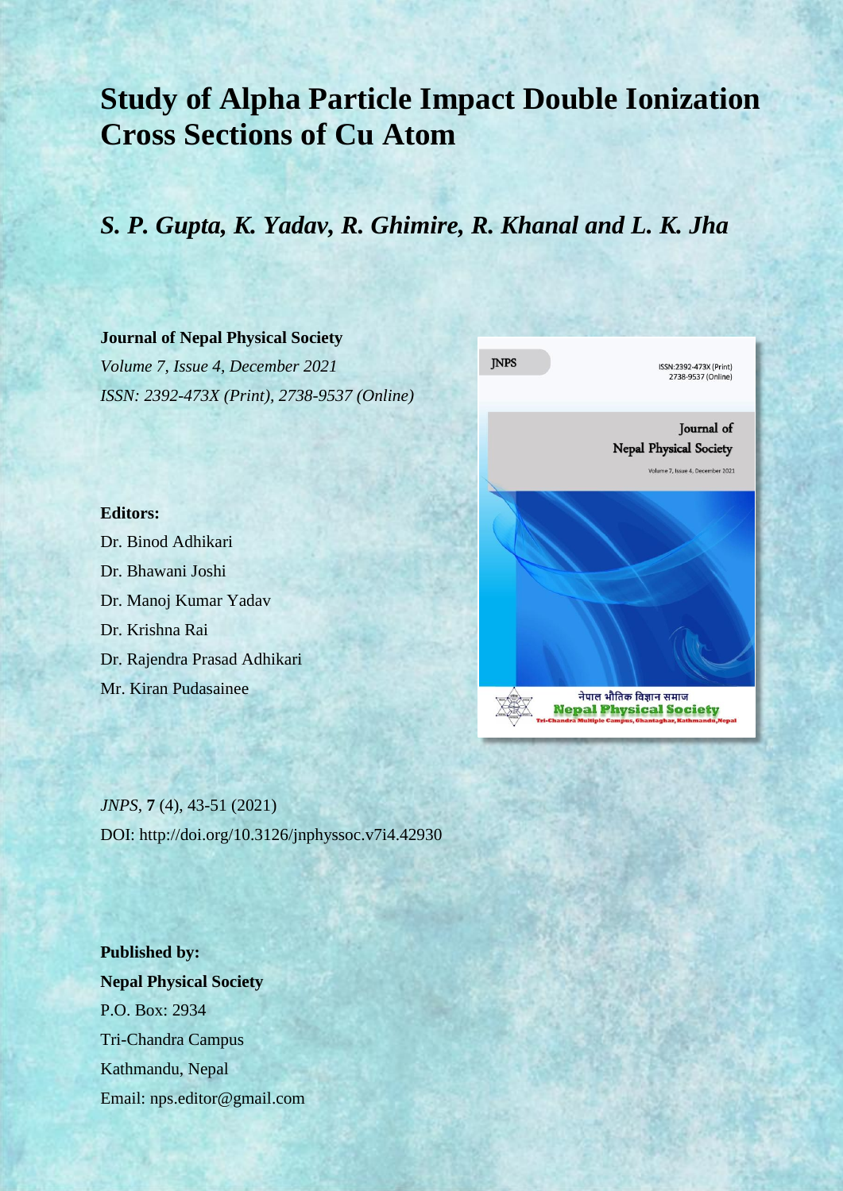# Study of Alpha Particle Impact Double Ionization Cross Sections of Cu Atom

## *S. P. Gupta, K. Yadav, R. Ghimire, R. Khanal and L. K. Jha*

**Journal of Nepal Physical Society**

*Volume 7, Issue 4, December 2021*

*ISSN: 2392-473X (Print), 2738-9537 (Online)*

**Editors:**

Dr. Binod Adhikari

Dr. Bhawani Joshi

Dr. Manoj Kumar Yadav

Dr. Krishna Rai

Dr. Rajendra Prasad Adhikari

Mr. Kiran Pudasainee

*JNPS*, **7** (4), 43-51 (2021)

DOI: http://doi.org/10.3126/jnphyssoc.v7i4.42930

**Published by:**

**Nepal Physical Society**

P.O. Box: 2934

Tri-Chandra Campus

Kathmandu, Nepal

Email: nps.editor@gmail.com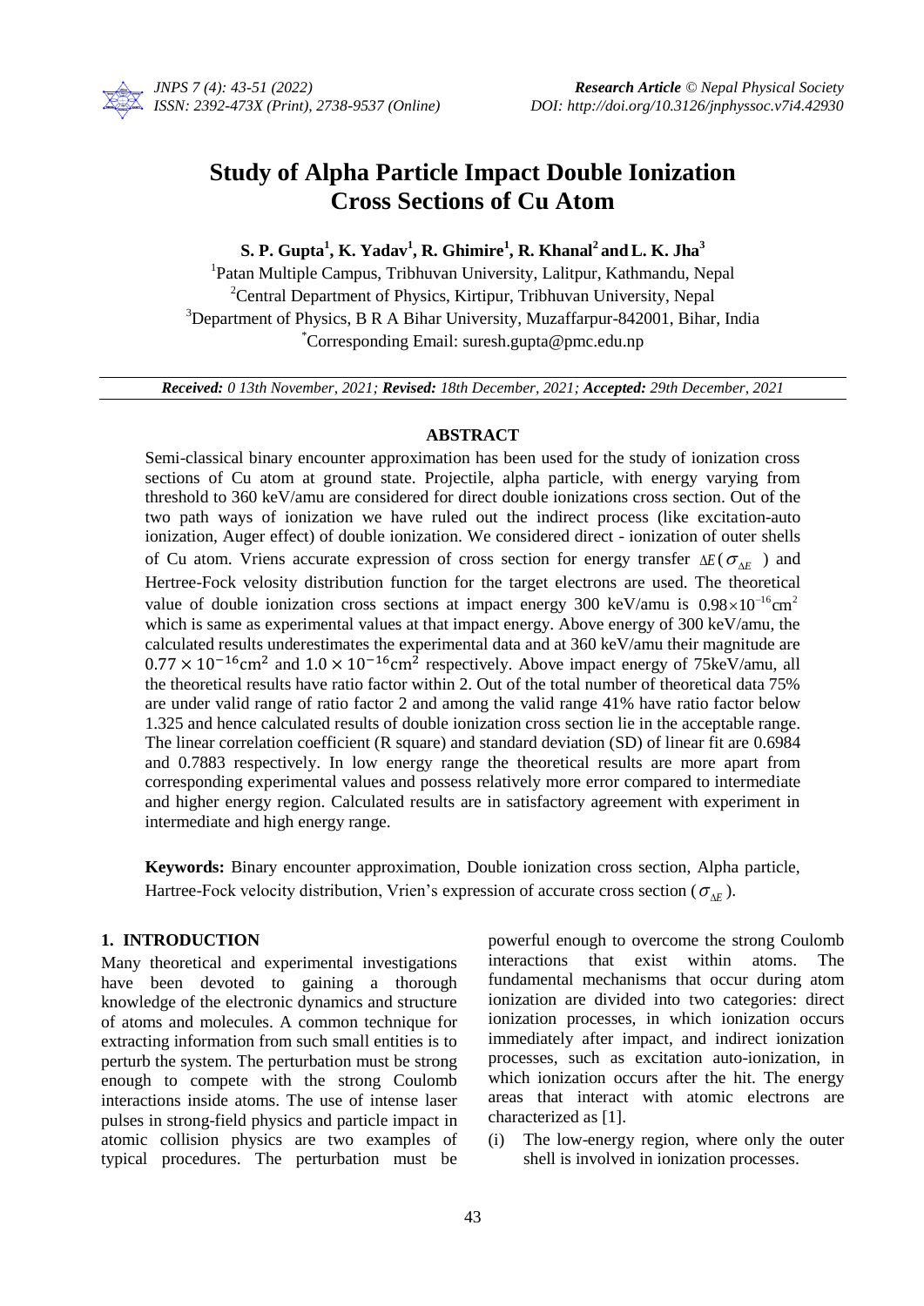# Study of Alpha Particle Impact Double Ionization Cross Sections of Cu Atom

**S. P. Gupta[1], K. Yadav[1], R. Ghimire[1], R. Khanal[2] and L. K. Jha[3]**

[1]Patan Multiple Campus, Tribhuvan University, Lalitpur, Kathmandu, Nepal
[2]Central Department of Physics, Kirtipur, Tribhuvan University, Nepal
[3]Department of Physics, B R A Bihar University, Muzaffarpur-842001, Bihar, India
*Corresponding Email: suresh.gupta@pmc.edu.np

***Received:*** *0 13th November, 2021;* ***Revised:*** *18th December, 2021;* ***Accepted:*** *29th December, 2021*

## ABSTRACT

Semi-classical binary encounter approximation has been used for the study of ionization cross sections of Cu atom at ground state. Projectile, alpha particle, with energy varying from threshold to 360 keV/amu are considered for direct double ionizations cross section. Out of the two path ways of ionization we have ruled out the indirect process (like excitation-auto ionization, Auger effect) of double ionization. We considered direct - ionization of outer shells of Cu atom. Vriens accurate expression of cross section for energy transfer $\Delta E\,(\sigma_{\Delta E})$ and Hertree-Fock velosity distribution function for the target electrons are used. The theoretical value of double ionization cross sections at impact energy 300 keV/amu is $0.98\times10^{-16}\text{cm}^2$ which is same as experimental values at that impact energy. Above energy of 300 keV/amu, the calculated results underestimates the experimental data and at 360 keV/amu their magnitude are $0.77\times10^{-16}\text{cm}^2$ and $1.0\times10^{-16}\text{cm}^2$ respectively. Above impact energy of 75keV/amu, all the theoretical results have ratio factor within 2. Out of the total number of theoretical data 75% are under valid range of ratio factor 2 and among the valid range 41% have ratio factor below 1.325 and hence calculated results of double ionization cross section lie in the acceptable range. The linear correlation coefficient (R square) and standard deviation (SD) of linear fit are 0.6984 and 0.7883 respectively. In low energy range the theoretical results are more apart from corresponding experimental values and possess relatively more error compared to intermediate and higher energy region. Calculated results are in satisfactory agreement with experiment in intermediate and high energy range.

**Keywords:** Binary encounter approximation, Double ionization cross section, Alpha particle, Hartree-Fock velocity distribution, Vrien's expression of accurate cross section ($\sigma_{\Delta E}$).

## 1. INTRODUCTION

Many theoretical and experimental investigations have been devoted to gaining a thorough knowledge of the electronic dynamics and structure of atoms and molecules. A common technique for extracting information from such small entities is to perturb the system. The perturbation must be strong enough to compete with the strong Coulomb interactions inside atoms. The use of intense laser pulses in strong-field physics and particle impact in atomic collision physics are two examples of typical procedures. The perturbation must be powerful enough to overcome the strong Coulomb interactions that exist within atoms. The fundamental mechanisms that occur during atom ionization are divided into two categories: direct ionization processes, in which ionization occurs immediately after impact, and indirect ionization processes, such as excitation auto-ionization, in which ionization occurs after the hit. The energy areas that interact with atomic electrons are characterized as [1].

(i) The low-energy region, where only the outer shell is involved in ionization processes.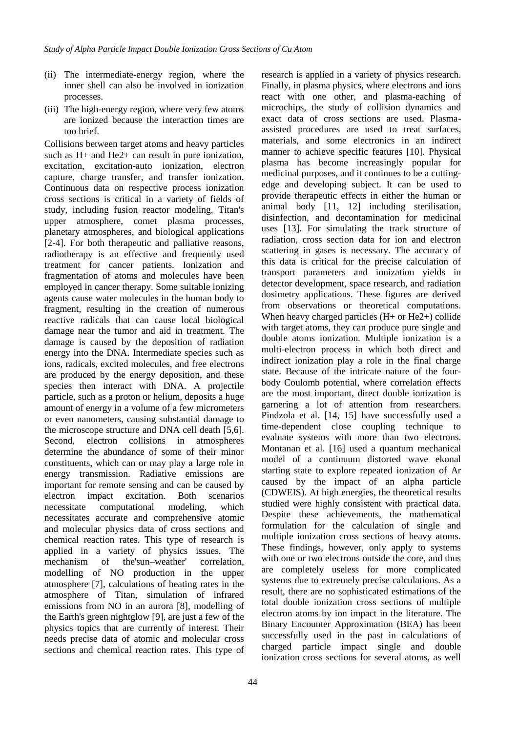(ii) The intermediate-energy region, where the inner shell can also be involved in ionization processes.

(iii) The high-energy region, where very few atoms are ionized because the interaction times are too brief.

Collisions between target atoms and heavy particles such as $H^+$ and $He^{2+}$ can result in pure ionization, excitation, excitation-auto ionization, electron capture, charge transfer, and transfer ionization. Continuous data on respective process ionization cross sections is critical in a variety of fields of study, including fusion reactor modeling, Titan's upper atmosphere, comet plasma processes, planetary atmospheres, and biological applications [2-4]. For both therapeutic and palliative reasons, radiotherapy is an effective and frequently used treatment for cancer patients. Ionization and fragmentation of atoms and molecules have been employed in cancer therapy. Some suitable ionizing agents cause water molecules in the human body to fragment, resulting in the creation of numerous reactive radicals that can cause local biological damage near the tumor and aid in treatment. The damage is caused by the deposition of radiation energy into the DNA. Intermediate species such as ions, radicals, excited molecules, and free electrons are produced by the energy deposition, and these species then interact with DNA. A projectile particle, such as a proton or helium, deposits a huge amount of energy in a volume of a few micrometers or even nanometers, causing substantial damage to the microscope structure and DNA cell death [5,6]. Second, electron collisions in atmospheres determine the abundance of some of their minor constituents, which can or may play a large role in energy transmission. Radiative emissions are important for remote sensing and can be caused by electron impact excitation. Both scenarios necessitate computational modeling, which necessitates accurate and comprehensive atomic and molecular physics data of cross sections and chemical reaction rates. This type of research is applied in a variety of physics issues. The mechanism of the'sun–weather' correlation, modelling of NO production in the upper atmosphere [7], calculations of heating rates in the atmosphere of Titan, simulation of infrared emissions from NO in an aurora [8], modelling of the Earth's green nightglow [9], are just a few of the physics topics that are currently of interest. Their needs precise data of atomic and molecular cross sections and chemical reaction rates. This type of research is applied in a variety of physics research. Finally, in plasma physics, where electrons and ions react with one other, and plasma-eaching of microchips, the study of collision dynamics and exact data of cross sections are used. Plasma-assisted procedures are used to treat surfaces, materials, and some electronics in an indirect manner to achieve specific features [10]. Physical plasma has become increasingly popular for medicinal purposes, and it continues to be a cutting-edge and developing subject. It can be used to provide therapeutic effects in either the human or animal body [11, 12] including sterilisation, disinfection, and decontamination for medicinal uses [13]. For simulating the track structure of radiation, cross section data for ion and electron scattering in gases is necessary. The accuracy of this data is critical for the precise calculation of transport parameters and ionization yields in detector development, space research, and radiation dosimetry applications. These figures are derived from observations or theoretical computations. When heavy charged particles ($H^+$ or $He^{2+}$) collide with target atoms, they can produce pure single and double atoms ionization. Multiple ionization is a multi-electron process in which both direct and indirect ionization play a role in the final charge state. Because of the intricate nature of the four-body Coulomb potential, where correlation effects are the most important, direct double ionization is garnering a lot of attention from researchers. Pindzola et al. [14, 15] have successfully used a time-dependent close coupling technique to evaluate systems with more than two electrons. Montanan et al. [16] used a quantum mechanical model of a continuum distorted wave ekonal starting state to explore repeated ionization of Ar caused by the impact of an alpha particle (CDWEIS). At high energies, the theoretical results studied were highly consistent with practical data. Despite these achievements, the mathematical formulation for the calculation of single and multiple ionization cross sections of heavy atoms. These findings, however, only apply to systems with one or two electrons outside the core, and thus are completely useless for more complicated systems due to extremely precise calculations. As a result, there are no sophisticated estimations of the total double ionization cross sections of multiple electron atoms by ion impact in the literature. The Binary Encounter Approximation (BEA) has been successfully used in the past in calculations of charged particle impact single and double ionization cross sections for several atoms, as well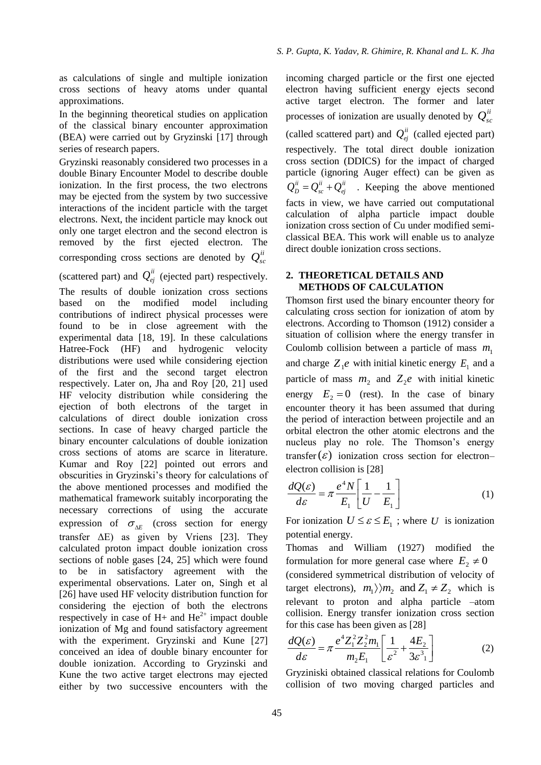as calculations of single and multiple ionization cross sections of heavy atoms under quantal approximations.

In the beginning theoretical studies on application of the classical binary encounter approximation (BEA) were carried out by Gryzinski [17] through series of research papers.

Gryzinski reasonably considered two processes in a double Binary Encounter Model to describe double ionization. In the first process, the two electrons may be ejected from the system by two successive interactions of the incident particle with the target electrons. Next, the incident particle may knock out only one target electron and the second electron is removed by the first ejected electron. The corresponding cross sections are denoted by $Q_{sc}^{ii}$ (scattered part) and $Q_{ej}^{ii}$ (ejected part) respectively. The results of double ionization cross sections based on the modified model including contributions of indirect physical processes were found to be in close agreement with the experimental data [18, 19]. In these calculations Hatree-Fock (HF) and hydrogenic velocity distributions were used while considering ejection of the first and the second target electron respectively. Later on, Jha and Roy [20, 21] used HF velocity distribution while considering the ejection of both electrons of the target in calculations of direct double ionization cross sections. In case of heavy charged particle the binary encounter calculations of double ionization cross sections of atoms are scarce in literature. Kumar and Roy [22] pointed out errors and obscurities in Gryzinski's theory for calculations of the above mentioned processes and modified the mathematical framework suitably incorporating the necessary corrections of using the accurate expression of $\sigma_{\Delta E}$ (cross section for energy transfer ΔE) as given by Vriens [23]. They calculated proton impact double ionization cross sections of noble gases [24, 25] which were found to be in satisfactory agreement with the experimental observations. Later on, Singh et al [26] have used HF velocity distribution function for considering the ejection of both the electrons respectively in case of H+ and $He^{2+}$ impact double ionization of Mg and found satisfactory agreement with the experiment. Gryzinski and Kune [27] conceived an idea of double binary encounter for double ionization. According to Gryzinski and Kune the two active target electrons may ejected either by two successive encounters with the incoming charged particle or the first one ejected electron having sufficient energy ejects second active target electron. The former and later processes of ionization are usually denoted by $Q_{sc}^{ii}$ (called scattered part) and $Q_{ej}^{ii}$ (called ejected part) respectively. The total direct double ionization cross section (DDICS) for the impact of charged particle (ignoring Auger effect) can be given as $Q_D^{ii} = Q_{sc}^{ii} + Q_{ej}^{ii}$ . Keeping the above mentioned facts in view, we have carried out computational calculation of alpha particle impact double ionization cross section of Cu under modified semi-classical BEA. This work will enable us to analyze direct double ionization cross sections.

## 2. THEORETICAL DETAILS AND METHODS OF CALCULATION

Thomson first used the binary encounter theory for calculating cross section for ionization of atom by electrons. According to Thomson (1912) consider a situation of collision where the energy transfer in Coulomb collision between a particle of mass $m_1$ and charge $Z_1e$ with initial kinetic energy $E_1$ and a particle of mass $m_2$ and $Z_2e$ with initial kinetic energy $E_2 = 0$ (rest). In the case of binary encounter theory it has been assumed that during the period of interaction between projectile and an orbital electron the other atomic electrons and the nucleus play no role. The Thomson's energy transfer $(\varepsilon)$ ionization cross section for electron–electron collision is [28]

$$\frac{dQ(\varepsilon)}{d\varepsilon} = \pi \frac{e^4 N}{E_1}\left[\frac{1}{U} - \frac{1}{E_1}\right] \tag{1}$$

For ionization $U \le \varepsilon \le E_1$ ; where $U$ is ionization potential energy.

Thomas and William (1927) modified the formulation for more general case where $E_2 \neq 0$ (considered symmetrical distribution of velocity of target electrons), $m_1 \rangle\rangle m_2$ and $Z_1 \neq Z_2$ which is relevant to proton and alpha particle –atom collision. Energy transfer ionization cross section for this case has been given as [28]

$$\frac{dQ(\varepsilon)}{d\varepsilon} = \pi \frac{e^4 Z_1^2 Z_2^2 m_1}{m_2 E_1}\left[\frac{1}{\varepsilon^2} + \frac{4E_2}{3\varepsilon^3{}_1}\right] \tag{2}$$

Gryziniski obtained classical relations for Coulomb collision of two moving charged particles and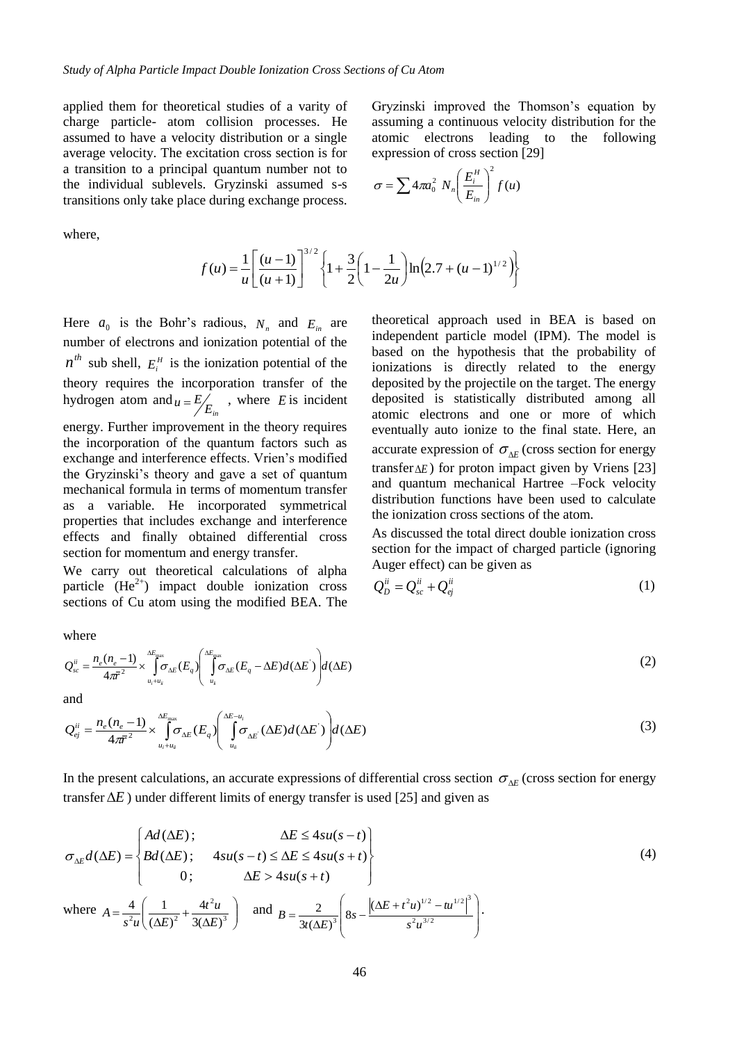applied them for theoretical studies of a varity of charge particle- atom collision processes. He assumed to have a velocity distribution or a single average velocity. The excitation cross section is for a transition to a principal quantum number not to the individual sublevels. Gryzinski assumed s-s transitions only take place during exchange process.

Gryzinski improved the Thomson's equation by assuming a continuous velocity distribution for the atomic electrons leading to the following expression of cross section [29]

$$\sigma = \sum 4\pi a_0^2 \; N_n \left( \frac{E_i^H}{E_{in}} \right)^2 f(u)$$

where,

$$f(u) = \frac{1}{u} \left[ \frac{(u-1)}{(u+1)} \right]^{3/2} \left\{ 1 + \frac{3}{2} \left( 1 - \frac{1}{2u} \right) \ln\left( 2.7 + (u-1)^{1/2} \right) \right\}$$

Here $a_0$ is the Bohr's radious, $N_n$ and $E_{in}$ are number of electrons and ionization potential of the $n^{th}$ sub shell, $E_i^H$ is the ionization potential of the theory requires the incorporation transfer of the hydrogen atom and $u = E/E_{in}$, where $E$ is incident energy. Further improvement in the theory requires the incorporation of the quantum factors such as exchange and interference effects. Vrien's modified the Gryzinski's theory and gave a set of quantum mechanical formula in terms of momentum transfer as a variable. He incorporated symmetrical properties that includes exchange and interference effects and finally obtained differential cross section for momentum and energy transfer.

We carry out theoretical calculations of alpha particle ($He^{2+}$) impact double ionization cross sections of Cu atom using the modified BEA. The theoretical approach used in BEA is based on independent particle model (IPM). The model is based on the hypothesis that the probability of ionizations is directly related to the energy deposited by the projectile on the target. The energy deposited is statistically distributed among all atomic electrons and one or more of which eventually auto ionize to the final state. Here, an accurate expression of $\sigma_{\Delta E}$ (cross section for energy transfer $\Delta E$) for proton impact given by Vriens [23] and quantum mechanical Hartree –Fock velocity distribution functions have been used to calculate the ionization cross sections of the atom.

As discussed the total direct double ionization cross section for the impact of charged particle (ignoring Auger effect) can be given as

$$Q_D^{ii} = Q_{sc}^{ii} + Q_{ej}^{ii} \tag{1}$$

where

$$Q_{sc}^{ii} = \frac{n_e(n_e-1)}{4\pi\bar{r}^2} \times \int_{u_i+u_{ii}}^{\Delta E_{max}} \sigma_{\Delta E}(E_q) \left( \int_{u_{ii}}^{\Delta E_{max}} \sigma_{\Delta E}(E_q - \Delta E) d(\Delta E^{'}) \right) d(\Delta E) \tag{2}$$

and

$$Q_{ej}^{ii} = \frac{n_e(n_e-1)}{4\pi\bar{r}^2} \times \int_{u_i+u_{ii}}^{\Delta E_{max}} \sigma_{\Delta E}(E_q) \left( \int_{u_{ii}}^{\Delta E - u_i} \sigma_{\Delta E^{'}}(\Delta E) d(\Delta E^{'}) \right) d(\Delta E) \tag{3}$$

In the present calculations, an accurate expressions of differential cross section $\sigma_{\Delta E}$ (cross section for energy transfer $\Delta E$) under different limits of energy transfer is used [25] and given as

$$\sigma_{\Delta E} d(\Delta E) = \begin{Bmatrix} Ad(\Delta E); & \Delta E \leq 4su(s-t) \\ Bd(\Delta E); & 4su(s-t) \leq \Delta E \leq 4su(s+t) \\ 0; & \Delta E > 4su(s+t) \end{Bmatrix} \tag{4}$$

where $A = \frac{4}{s^2 u} \left( \frac{1}{(\Delta E)^2} + \frac{4t^2 u}{3(\Delta E)^3} \right)$ and $B = \frac{2}{3t(\Delta E)^3} \left( 8s - \frac{\left| (\Delta E + t^2 u)^{1/2} - t u^{1/2} \right|^3}{s^2 u^{3/2}} \right)$.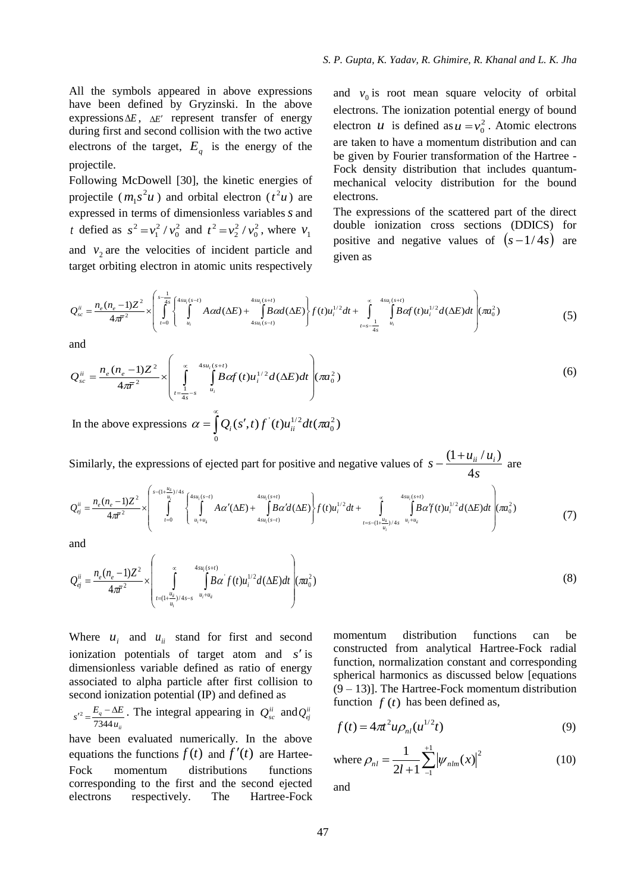All the symbols appeared in above expressions have been defined by Gryzinski. In the above expressions $\Delta E$, $\Delta E'$ represent transfer of energy during first and second collision with the two active electrons of the target, $E_q$ is the energy of the projectile.

Following McDowell [30], the kinetic energies of projectile ($m_1 s^2 u$) and orbital electron ($t^2 u$) are expressed in terms of dimensionless variables $s$ and $t$ defied as $s^2 = v_1^2 / v_0^2$ and $t^2 = v_2^2 / v_0^2$, where $v_1$ and $v_2$ are the velocities of incident particle and target orbiting electron in atomic units respectively and $v_0$ is root mean square velocity of orbital electrons. The ionization potential energy of bound electron $u$ is defined as $u = v_0^2$. Atomic electrons are taken to have a momentum distribution and can be given by Fourier transformation of the Hartree - Fock density distribution that includes quantum-mechanical velocity distribution for the bound electrons.

The expressions of the scattered part of the direct double ionization cross sections (DDICS) for positive and negative values of $(s - 1/4s)$ are given as

$$Q_{sc}^{ii} = \frac{n_e(n_e-1)Z^2}{4\pi \bar{r}^2} \times \left( \int_{t=0}^{s-\frac{1}{4s}} \left\{ \int_{u_i}^{4su_i(s-t)} A\alpha d(\Delta E) + \int_{4su_i(s-t)}^{4su_i(s+t)} B\alpha d(\Delta E) \right\} f(t) u_i^{1/2} dt + \int_{t=s-\frac{1}{4s}}^{\infty} \int_{u_i}^{4su_i(s+t)} B\alpha f(t) u_i^{1/2} d(\Delta E) dt \right) (\pi a_0^2) \tag{5}$$

and

$$Q_{sc}^{ii} = \frac{n_e(n_e-1)Z^2}{4\pi \bar{r}^2} \times \left( \int_{t=\frac{1}{4s}-s}^{\infty} \int_{u_i}^{4su_i(s+t)} B\alpha f(t) u_i^{1/2} d(\Delta E) dt \right) (\pi a_0^2) \tag{6}$$

In the above expressions $\alpha = \int_0^{\infty} Q_i(s', t) f'(t) u_{ii}^{1/2} dt (\pi a_0^2)$

Similarly, the expressions of ejected part for positive and negative values of $s - \frac{(1 + u_{ii}/u_i)}{4s}$ are

$$Q_{ej}^{ii} = \frac{n_e(n_e-1)Z^2}{4\pi \bar{r}^2} \times \left( \int_{t=0}^{s-(1+\frac{u_{ii}}{u_i})/4s} \left\{ \int_{u_i+u_{ii}}^{4su_i(s-t)} A\alpha'(\Delta E) + \int_{4su_i(s-t)}^{4su_i(s+t)} B\alpha' d(\Delta E) \right\} f(t) u_i^{1/2} dt + \int_{t=s-(1+\frac{u_{ii}}{u_i})/4s}^{\infty} \int_{u_i+u_{ii}}^{4su_i(s+t)} B\alpha' f(t) u_i^{1/2} d(\Delta E) dt \right) (\pi a_0^2) \tag{7}$$

and

$$Q_{ej}^{ii} = \frac{n_e(n_e-1)Z^2}{4\pi \bar{r}^2} \times \left( \int_{t=(1+\frac{u_{ii}}{u_i})/4s-s}^{\infty} \int_{u_i+u_{ii}}^{4su_i(s+t)} B\alpha' f(t) u_i^{1/2} d(\Delta E) dt \right) (\pi a_0^2) \tag{8}$$

Where $u_i$ and $u_{ii}$ stand for first and second ionization potentials of target atom and $s'$ is dimensionless variable defined as ratio of energy associated to alpha particle after first collision to second ionization potential (IP) and defined as $s'^2 = \frac{E_q - \Delta E}{7344 u_{ii}}$. The integral appearing in $Q_{sc}^{ii}$ and $Q_{ej}^{ii}$ have been evaluated numerically. In the above equations the functions $f(t)$ and $f'(t)$ are Hartee-Fock momentum distributions functions corresponding to the first and the second ejected electrons respectively. The Hartree-Fock momentum distribution functions can be constructed from analytical Hartree-Fock radial function, normalization constant and corresponding spherical harmonics as discussed below [equations (9 – 13)]. The Hartree-Fock momentum distribution function $f(t)$ has been defined as,

$$f(t) = 4\pi t^2 u \rho_{nl}(u^{1/2} t) \tag{9}$$

$$\text{where } \rho_{nl} = \frac{1}{2l+1} \sum_{-1}^{+1} \left| \psi_{nlm}(x) \right|^2 \tag{10}$$

and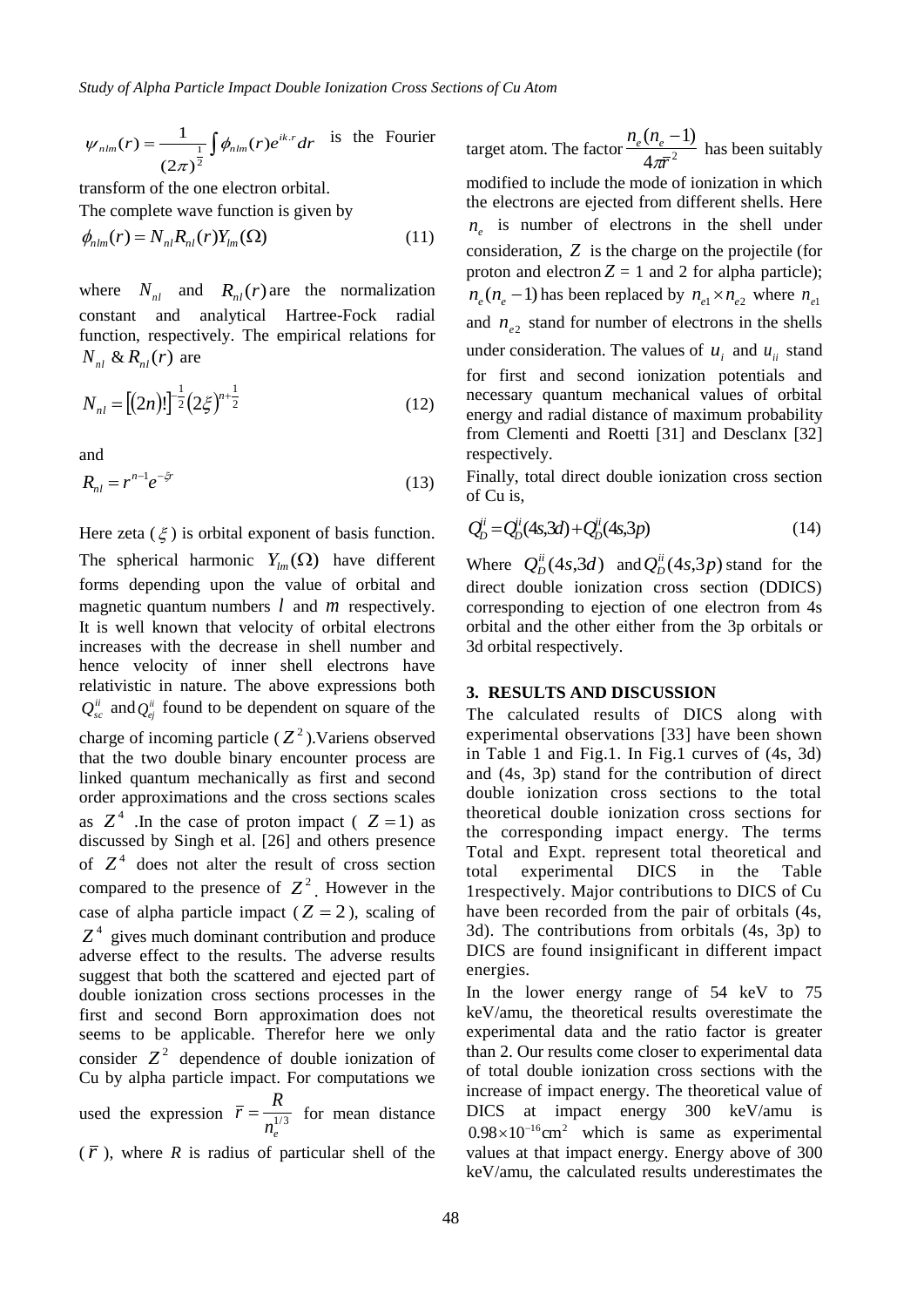$\psi_{nlm}(r) = \frac{1}{(2\pi)^{\frac{1}{2}}} \int \phi_{nlm}(r) e^{ik.r} dr$ is the Fourier transform of the one electron orbital.

The complete wave function is given by

$$\phi_{nlm}(r) = N_{nl} R_{nl}(r) Y_{lm}(\Omega) \tag{11}$$

where $N_{nl}$ and $R_{nl}(r)$ are the normalization constant and analytical Hartree-Fock radial function, respectively. The empirical relations for $N_{nl}$ & $R_{nl}(r)$ are

$$N_{nl} = [(2n)!]^{-\frac{1}{2}} (2\xi)^{n+\frac{1}{2}} \tag{12}$$

and

$$R_{nl} = r^{n-1} e^{-\xi r} \tag{13}$$

Here zeta ($\xi$) is orbital exponent of basis function. The spherical harmonic $Y_{lm}(\Omega)$ have different forms depending upon the value of orbital and magnetic quantum numbers $l$ and $m$ respectively. It is well known that velocity of orbital electrons increases with the decrease in shell number and hence velocity of inner shell electrons have relativistic in nature. The above expressions both $Q_{sc}^{ii}$ and $Q_{ej}^{ii}$ found to be dependent on square of the charge of incoming particle ($Z^2$).Variens observed that the two double binary encounter process are linked quantum mechanically as first and second order approximations and the cross sections scales as $Z^4$ .In the case of proton impact ( $Z=1$) as discussed by Singh et al. [26] and others presence of $Z^4$ does not alter the result of cross section compared to the presence of $Z^2$. However in the case of alpha particle impact ($Z=2$), scaling of $Z^4$ gives much dominant contribution and produce adverse effect to the results. The adverse results suggest that both the scattered and ejected part of double ionization cross sections processes in the first and second Born approximation does not seems to be applicable. Therefor here we only consider $Z^2$ dependence of double ionization of Cu by alpha particle impact. For computations we used the expression $\bar{r} = \frac{R}{n_e^{1/3}}$ for mean distance ($\bar{r}$), where $R$ is radius of particular shell of the target atom. The factor $\frac{n_e(n_e-1)}{4\pi\bar{r}^2}$ has been suitably modified to include the mode of ionization in which the electrons are ejected from different shells. Here $n_e$ is number of electrons in the shell under consideration, $Z$ is the charge on the projectile (for proton and electron $Z$ = 1 and 2 for alpha particle); $n_e(n_e-1)$ has been replaced by $n_{e1} \times n_{e2}$ where $n_{e1}$ and $n_{e2}$ stand for number of electrons in the shells under consideration. The values of $u_i$ and $u_{ii}$ stand for first and second ionization potentials and necessary quantum mechanical values of orbital energy and radial distance of maximum probability from Clementi and Roetti [31] and Desclanx [32] respectively.

Finally, total direct double ionization cross section of Cu is,

$$Q_D^{ii} = Q_D^{ii}(4s,3d) + Q_D^{ii}(4s,3p) \tag{14}$$

Where $Q_D^{ii}(4s,3d)$ and $Q_D^{ii}(4s,3p)$ stand for the direct double ionization cross section (DDICS) corresponding to ejection of one electron from 4s orbital and the other either from the 3p orbitals or 3d orbital respectively.

## 3. RESULTS AND DISCUSSION

The calculated results of DICS along with experimental observations [33] have been shown in Table 1 and Fig.1. In Fig.1 curves of (4s, 3d) and (4s, 3p) stand for the contribution of direct double ionization cross sections to the total theoretical double ionization cross sections for the corresponding impact energy. The terms Total and Expt. represent total theoretical and total experimental DICS in the Table 1respectively. Major contributions to DICS of Cu have been recorded from the pair of orbitals (4s, 3d). The contributions from orbitals (4s, 3p) to DICS are found insignificant in different impact energies.

In the lower energy range of 54 keV to 75 keV/amu, the theoretical results overestimate the experimental data and the ratio factor is greater than 2. Our results come closer to experimental data of total double ionization cross sections with the increase of impact energy. The theoretical value of DICS at impact energy 300 keV/amu is $0.98 \times 10^{-16}\text{cm}^2$ which is same as experimental values at that impact energy. Energy above of 300 keV/amu, the calculated results underestimates the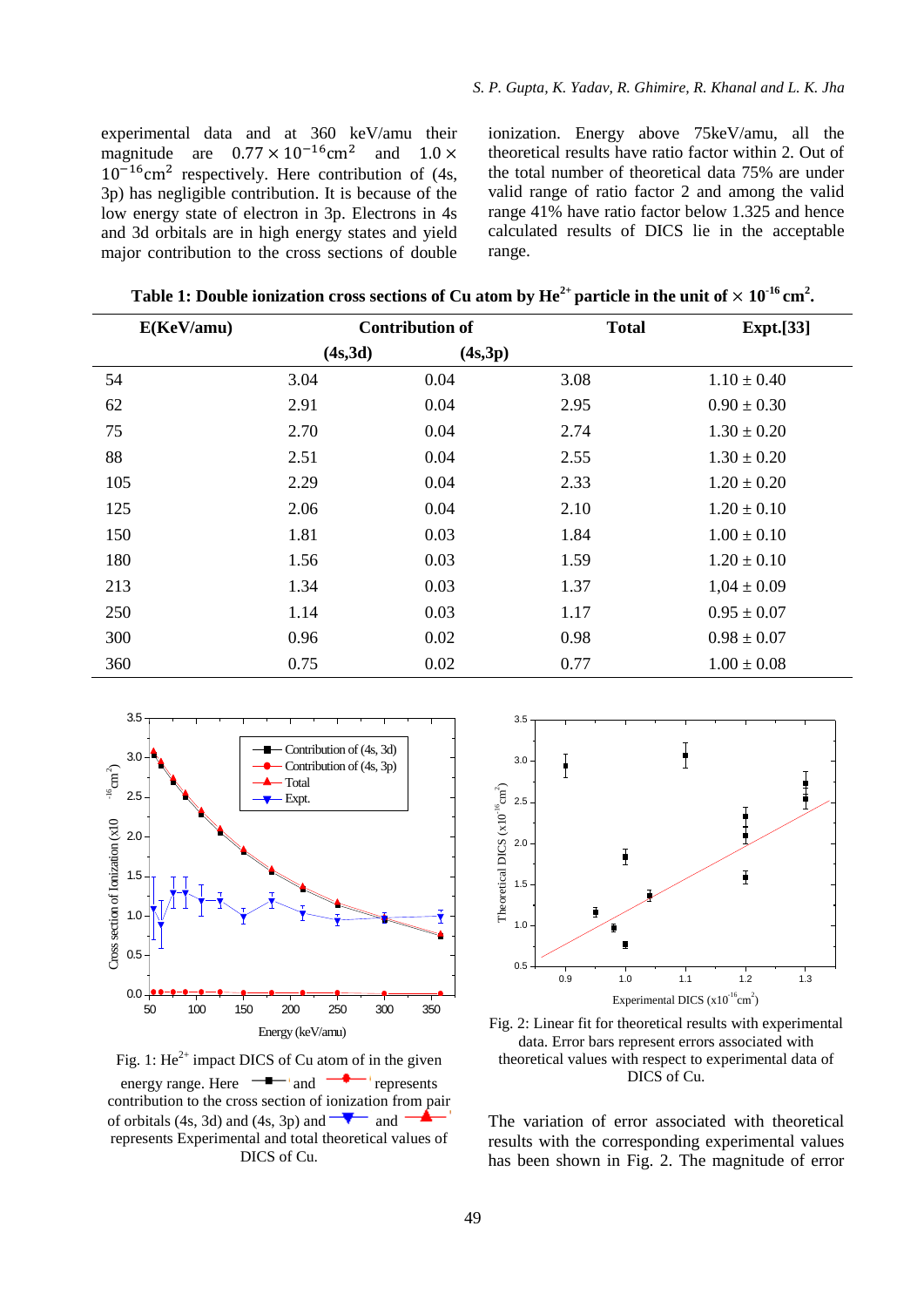experimental data and at 360 keV/amu their magnitude are $0.77 \times 10^{-16}\text{cm}^2$ and $1.0 \times 10^{-16}\text{cm}^2$ respectively. Here contribution of (4s, 3p) has negligible contribution. It is because of the low energy state of electron in 3p. Electrons in 4s and 3d orbitals are in high energy states and yield major contribution to the cross sections of double ionization. Energy above 75keV/amu, all the theoretical results have ratio factor within 2. Out of the total number of theoretical data 75% are under valid range of ratio factor 2 and among the valid range 41% have ratio factor below 1.325 and hence calculated results of DICS lie in the acceptable range.

**Table 1: Double ionization cross sections of Cu atom by $He^{2+}$ particle in the unit of $\times 10^{-16}\text{ cm}^2$.**

| E(KeV/amu) | Contribution of | | Total | Expt.[33] |
|---|---|---|---|---|
| | (4s,3d) | (4s,3p) | | |
| 54 | 3.04 | 0.04 | 3.08 | 1.10 ± 0.40 |
| 62 | 2.91 | 0.04 | 2.95 | 0.90 ± 0.30 |
| 75 | 2.70 | 0.04 | 2.74 | 1.30 ± 0.20 |
| 88 | 2.51 | 0.04 | 2.55 | 1.30 ± 0.20 |
| 105 | 2.29 | 0.04 | 2.33 | 1.20 ± 0.20 |
| 125 | 2.06 | 0.04 | 2.10 | 1.20 ± 0.10 |
| 150 | 1.81 | 0.03 | 1.84 | 1.00 ± 0.10 |
| 180 | 1.56 | 0.03 | 1.59 | 1.20 ± 0.10 |
| 213 | 1.34 | 0.03 | 1.37 | 1,04 ± 0.09 |
| 250 | 1.14 | 0.03 | 1.17 | 0.95 ± 0.07 |
| 300 | 0.96 | 0.02 | 0.98 | 0.98 ± 0.07 |
| 360 | 0.75 | 0.02 | 0.77 | 1.00 ± 0.08 |

Fig. 1: $He^{2+}$ impact DICS of Cu atom of in the given energy range. Here ■ and ● represents contribution to the cross section of ionization from pair of orbitals (4s, 3d) and (4s, 3p) and ▼ and ▲ represents Experimental and total theoretical values of DICS of Cu.

Fig. 2: Linear fit for theoretical results with experimental data. Error bars represent errors associated with theoretical values with respect to experimental data of DICS of Cu.

The variation of error associated with theoretical results with the corresponding experimental values has been shown in Fig. 2. The magnitude of error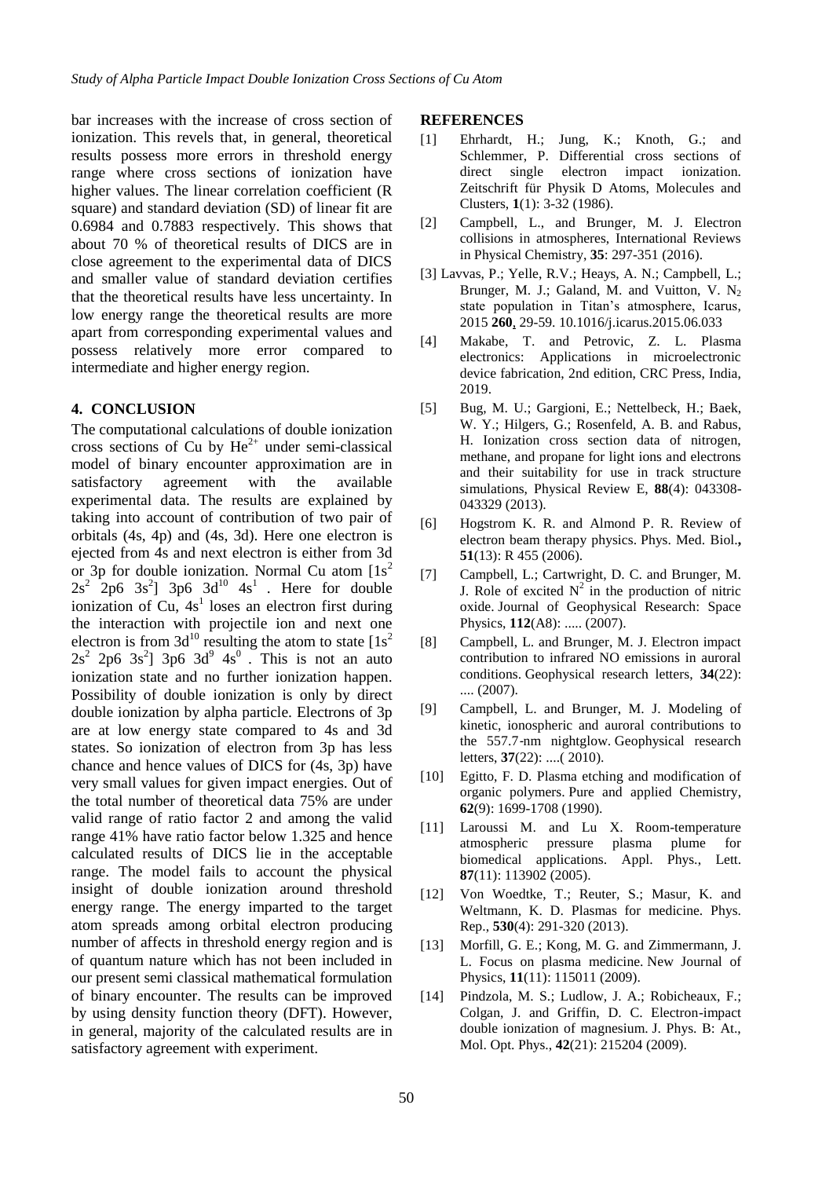bar increases with the increase of cross section of ionization. This revels that, in general, theoretical results possess more errors in threshold energy range where cross sections of ionization have higher values. The linear correlation coefficient (R square) and standard deviation (SD) of linear fit are 0.6984 and 0.7883 respectively. This shows that about 70 % of theoretical results of DICS are in close agreement to the experimental data of DICS and smaller value of standard deviation certifies that the theoretical results have less uncertainty. In low energy range the theoretical results are more apart from corresponding experimental values and possess relatively more error compared to intermediate and higher energy region.

## 4. CONCLUSION

The computational calculations of double ionization cross sections of Cu by $He^{2+}$ under semi-classical model of binary encounter approximation are in satisfactory agreement with the available experimental data. The results are explained by taking into account of contribution of two pair of orbitals (4s, 4p) and (4s, 3d). Here one electron is ejected from 4s and next electron is either from 3d or 3p for double ionization. Normal Cu atom $[1s^2\ 2s^2\ 2p6\ 3s^2]\ 3p6\ 3d^{10}\ 4s^1$ . Here for double ionization of Cu, $4s^1$ loses an electron first during the interaction with projectile ion and next one electron is from $3d^{10}$ resulting the atom to state $[1s^2\ 2s^2\ 2p6\ 3s^2]\ 3p6\ 3d^9\ 4s^0$ . This is not an auto ionization state and no further ionization happen. Possibility of double ionization is only by direct double ionization by alpha particle. Electrons of 3p are at low energy state compared to 4s and 3d states. So ionization of electron from 3p has less chance and hence values of DICS for (4s, 3p) have very small values for given impact energies. Out of the total number of theoretical data 75% are under valid range of ratio factor 2 and among the valid range 41% have ratio factor below 1.325 and hence calculated results of DICS lie in the acceptable range. The model fails to account the physical insight of double ionization around threshold energy range. The energy imparted to the target atom spreads among orbital electron producing number of affects in threshold energy region and is of quantum nature which has not been included in our present semi classical mathematical formulation of binary encounter. The results can be improved by using density function theory (DFT). However, in general, majority of the calculated results are in satisfactory agreement with experiment.

## REFERENCES

[1] Ehrhardt, H.; Jung, K.; Knoth, G.; and Schlemmer, P. Differential cross sections of direct single electron impact ionization. Zeitschrift für Physik D Atoms, Molecules and Clusters, **1**(1): 3-32 (1986).

[2] Campbell, L., and Brunger, M. J. Electron collisions in atmospheres, International Reviews in Physical Chemistry, **35**: 297-351 (2016).

[3] Lavvas, P.; Yelle, R.V.; Heays, A. N.; Campbell, L.; Brunger, M. J.; Galand, M. and Vuitton, V. $N_2$ state population in Titan's atmosphere, Icarus, 2015 **260**, 29-59. 10.1016/j.icarus.2015.06.033

[4] Makabe, T. and Petrovic, Z. L. Plasma electronics: Applications in microelectronic device fabrication, 2nd edition, CRC Press, India, 2019.

[5] Bug, M. U.; Gargioni, E.; Nettelbeck, H.; Baek, W. Y.; Hilgers, G.; Rosenfeld, A. B. and Rabus, H. Ionization cross section data of nitrogen, methane, and propane for light ions and electrons and their suitability for use in track structure simulations, Physical Review E, **88**(4): 043308-043329 (2013).

[6] Hogstrom K. R. and Almond P. R. Review of electron beam therapy physics. Phys. Med. Biol.**,** **51**(13): R 455 (2006).

[7] Campbell, L.; Cartwright, D. C. and Brunger, M. J. Role of excited $N^2$ in the production of nitric oxide. Journal of Geophysical Research: Space Physics, **112**(A8): ..... (2007).

[8] Campbell, L. and Brunger, M. J. Electron impact contribution to infrared NO emissions in auroral conditions. Geophysical research letters, **34**(22): .... (2007).

[9] Campbell, L. and Brunger, M. J. Modeling of kinetic, ionospheric and auroral contributions to the 557.7-nm nightglow. Geophysical research letters, **37**(22): ....( 2010).

[10] Egitto, F. D. Plasma etching and modification of organic polymers. Pure and applied Chemistry, **62**(9): 1699-1708 (1990).

[11] Laroussi M. and Lu X. Room-temperature atmospheric pressure plasma plume for biomedical applications. Appl. Phys., Lett. **87**(11): 113902 (2005).

[12] Von Woedtke, T.; Reuter, S.; Masur, K. and Weltmann, K. D. Plasmas for medicine. Phys. Rep., **530**(4): 291-320 (2013).

[13] Morfill, G. E.; Kong, M. G. and Zimmermann, J. L. Focus on plasma medicine. New Journal of Physics, **11**(11): 115011 (2009).

[14] Pindzola, M. S.; Ludlow, J. A.; Robicheaux, F.; Colgan, J. and Griffin, D. C. Electron-impact double ionization of magnesium. J. Phys. B: At., Mol. Opt. Phys., **42**(21): 215204 (2009).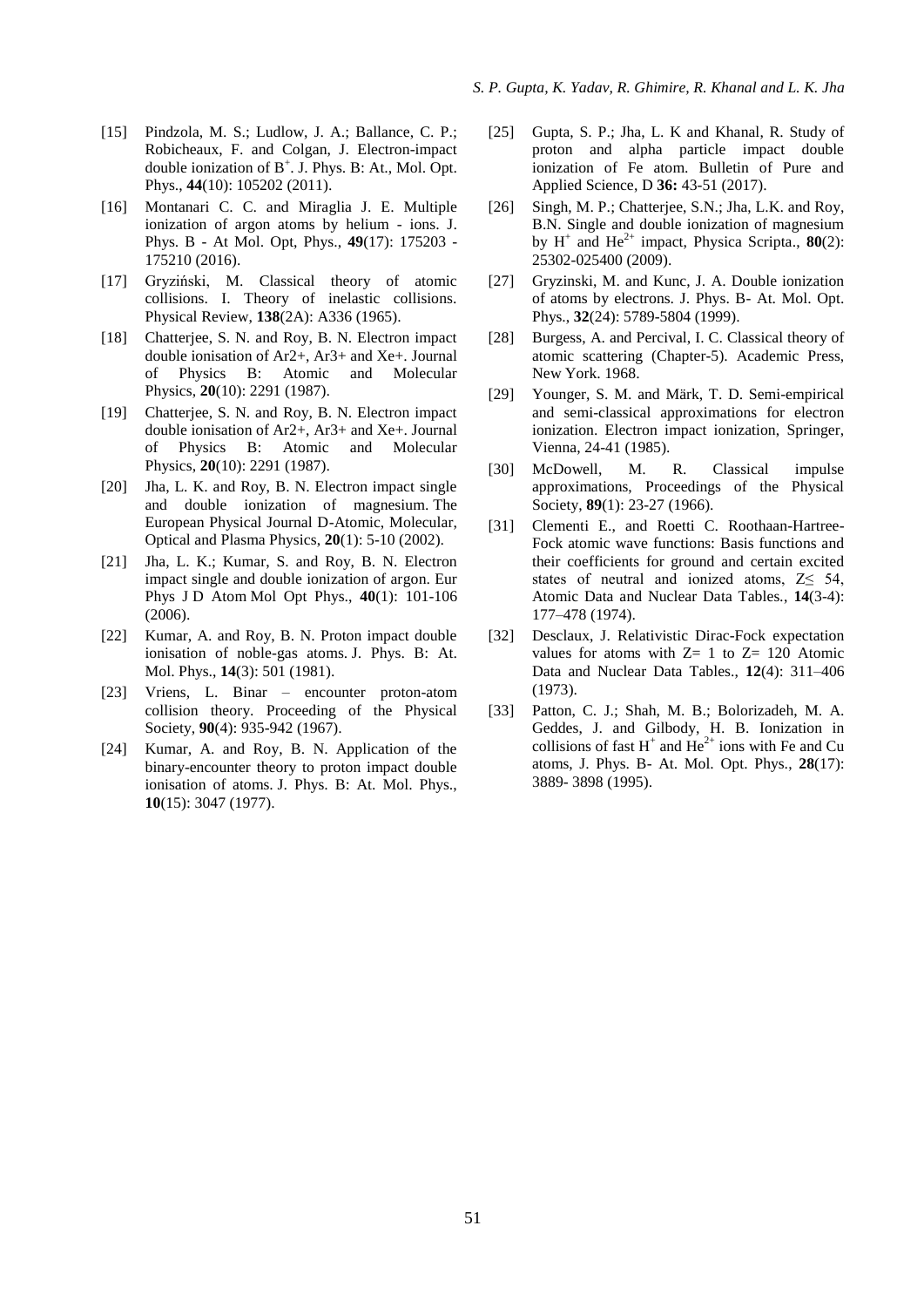[15] Pindzola, M. S.; Ludlow, J. A.; Ballance, C. P.; Robicheaux, F. and Colgan, J. Electron-impact double ionization of $B^+$. J. Phys. B: At., Mol. Opt. Phys., **44**(10): 105202 (2011).

[16] Montanari C. C. and Miraglia J. E. Multiple ionization of argon atoms by helium - ions. J. Phys. B - At Mol. Opt, Phys., **49**(17): 175203 - 175210 (2016).

[17] Gryziński, M. Classical theory of atomic collisions. I. Theory of inelastic collisions. Physical Review, **138**(2A): A336 (1965).

[18] Chatterjee, S. N. and Roy, B. N. Electron impact double ionisation of Ar2+, Ar3+ and Xe+. Journal of Physics B: Atomic and Molecular Physics, **20**(10): 2291 (1987).

[19] Chatterjee, S. N. and Roy, B. N. Electron impact double ionisation of Ar2+, Ar3+ and Xe+. Journal of Physics B: Atomic and Molecular Physics, **20**(10): 2291 (1987).

[20] Jha, L. K. and Roy, B. N. Electron impact single and double ionization of magnesium. The European Physical Journal D-Atomic, Molecular, Optical and Plasma Physics, **20**(1): 5-10 (2002).

[21] Jha, L. K.; Kumar, S. and Roy, B. N. Electron impact single and double ionization of argon. Eur Phys J D Atom Mol Opt Phys., **40**(1): 101-106 (2006).

[22] Kumar, A. and Roy, B. N. Proton impact double ionisation of noble-gas atoms. J. Phys. B: At. Mol. Phys., **14**(3): 501 (1981).

[23] Vriens, L. Binar – encounter proton-atom collision theory. Proceeding of the Physical Society, **90**(4): 935-942 (1967).

[24] Kumar, A. and Roy, B. N. Application of the binary-encounter theory to proton impact double ionisation of atoms. J. Phys. B: At. Mol. Phys., **10**(15): 3047 (1977).

[25] Gupta, S. P.; Jha, L. K and Khanal, R. Study of proton and alpha particle impact double ionization of Fe atom. Bulletin of Pure and Applied Science, D **36:** 43-51 (2017).

[26] Singh, M. P.; Chatterjee, S.N.; Jha, L.K. and Roy, B.N. Single and double ionization of magnesium by $H^+$ and $He^{2+}$ impact, Physica Scripta., **80**(2): 25302-025400 (2009).

[27] Gryzinski, M. and Kunc, J. A. Double ionization of atoms by electrons. J. Phys. B- At. Mol. Opt. Phys., **32**(24): 5789-5804 (1999).

[28] Burgess, A. and Percival, I. C. Classical theory of atomic scattering (Chapter-5). Academic Press, New York. 1968.

[29] Younger, S. M. and Märk, T. D. Semi-empirical and semi-classical approximations for electron ionization. Electron impact ionization, Springer, Vienna, 24-41 (1985).

[30] McDowell, M. R. Classical impulse approximations, Proceedings of the Physical Society, **89**(1): 23-27 (1966).

[31] Clementi E., and Roetti C. Roothaan-Hartree-Fock atomic wave functions: Basis functions and their coefficients for ground and certain excited states of neutral and ionized atoms, $Z \leq 54$, Atomic Data and Nuclear Data Tables., **14**(3-4): 177–478 (1974).

[32] Desclaux, J. Relativistic Dirac-Fock expectation values for atoms with Z= 1 to Z= 120 Atomic Data and Nuclear Data Tables., **12**(4): 311–406 (1973).

[33] Patton, C. J.; Shah, M. B.; Bolorizadeh, M. A. Geddes, J. and Gilbody, H. B. Ionization in collisions of fast $H^+$ and $He^{2+}$ ions with Fe and Cu atoms, J. Phys. B- At. Mol. Opt. Phys., **28**(17): 3889- 3898 (1995).